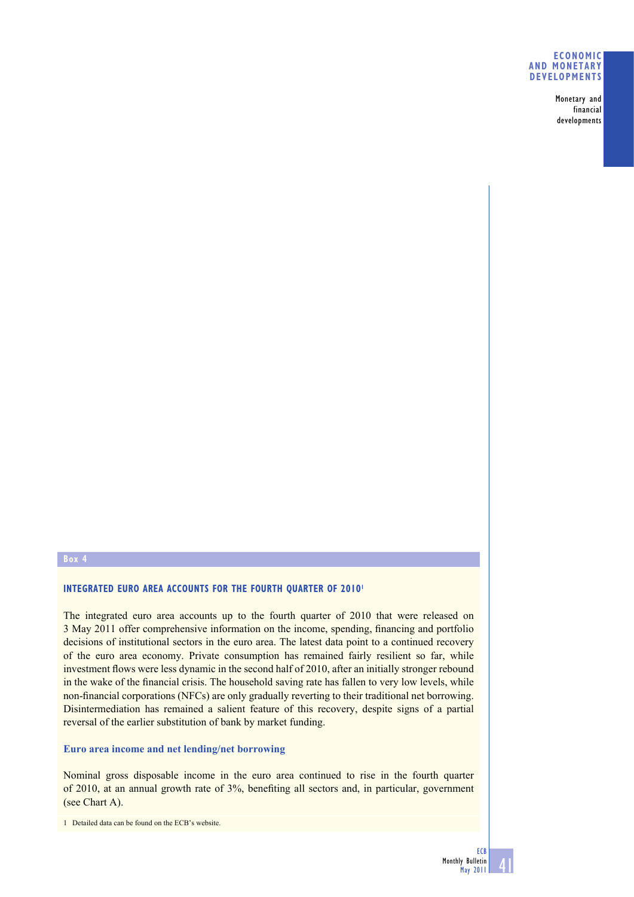## Box 4

### INTEGRATED EURO AREA ACCOUNTS FOR THE FOURTH QUARTER OF 2010[1]

The integrated euro area accounts up to the fourth quarter of 2010 that were released on 3 May 2011 offer comprehensive information on the income, spending, financing and portfolio decisions of institutional sectors in the euro area. The latest data point to a continued recovery of the euro area economy. Private consumption has remained fairly resilient so far, while investment flows were less dynamic in the second half of 2010, after an initially stronger rebound in the wake of the financial crisis. The household saving rate has fallen to very low levels, while non-financial corporations (NFCs) are only gradually reverting to their traditional net borrowing. Disintermediation has remained a salient feature of this recovery, despite signs of a partial reversal of the earlier substitution of bank by market funding.

#### Euro area income and net lending/net borrowing

Nominal gross disposable income in the euro area continued to rise in the fourth quarter of 2010, at an annual growth rate of 3%, benefiting all sectors and, in particular, government (see Chart A).

1 Detailed data can be found on the ECB's website.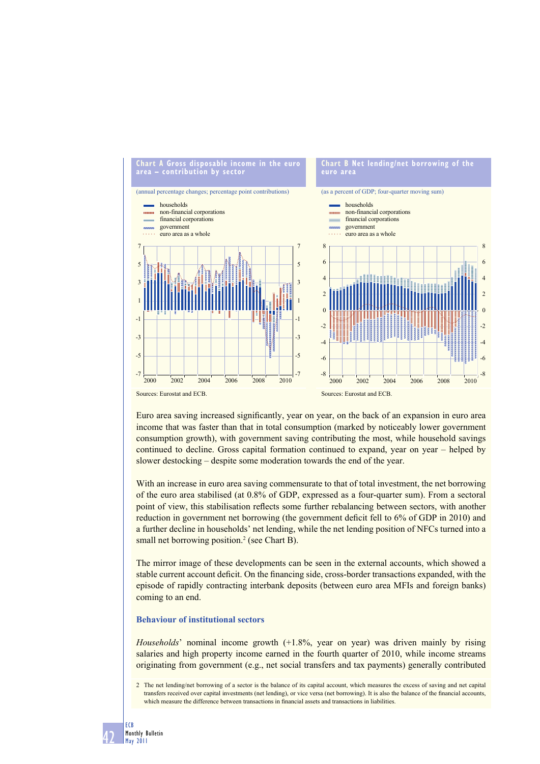**Chart A Gross disposable income in the euro area – contribution by sector**

(annual percentage changes; percentage point contributions)

- households
- non-financial corporations
- financial corporations
- government
- euro area as a whole

Sources: Eurostat and ECB.

**Chart B Net lending/net borrowing of the euro area**

(as a percent of GDP; four-quarter moving sum)

- households
- non-financial corporations
- financial corporations
- government
- euro area as a whole

Sources: Eurostat and ECB.

Euro area saving increased significantly, year on year, on the back of an expansion in euro area income that was faster than that in total consumption (marked by noticeably lower government consumption growth), with government saving contributing the most, while household savings continued to decline. Gross capital formation continued to expand, year on year – helped by slower destocking – despite some moderation towards the end of the year.

With an increase in euro area saving commensurate to that of total investment, the net borrowing of the euro area stabilised (at 0.8% of GDP, expressed as a four-quarter sum). From a sectoral point of view, this stabilisation reflects some further rebalancing between sectors, with another reduction in government net borrowing (the government deficit fell to 6% of GDP in 2010) and a further decline in households' net lending, while the net lending position of NFCs turned into a small net borrowing position.[2] (see Chart B).

The mirror image of these developments can be seen in the external accounts, which showed a stable current account deficit. On the financing side, cross-border transactions expanded, with the episode of rapidly contracting interbank deposits (between euro area MFIs and foreign banks) coming to an end.

## Behaviour of institutional sectors

*Households*' nominal income growth (+1.8%, year on year) was driven mainly by rising salaries and high property income earned in the fourth quarter of 2010, while income streams originating from government (e.g., net social transfers and tax payments) generally contributed

2 The net lending/net borrowing of a sector is the balance of its capital account, which measures the excess of saving and net capital transfers received over capital investments (net lending), or vice versa (net borrowing). It is also the balance of the financial accounts, which measure the difference between transactions in financial assets and transactions in liabilities.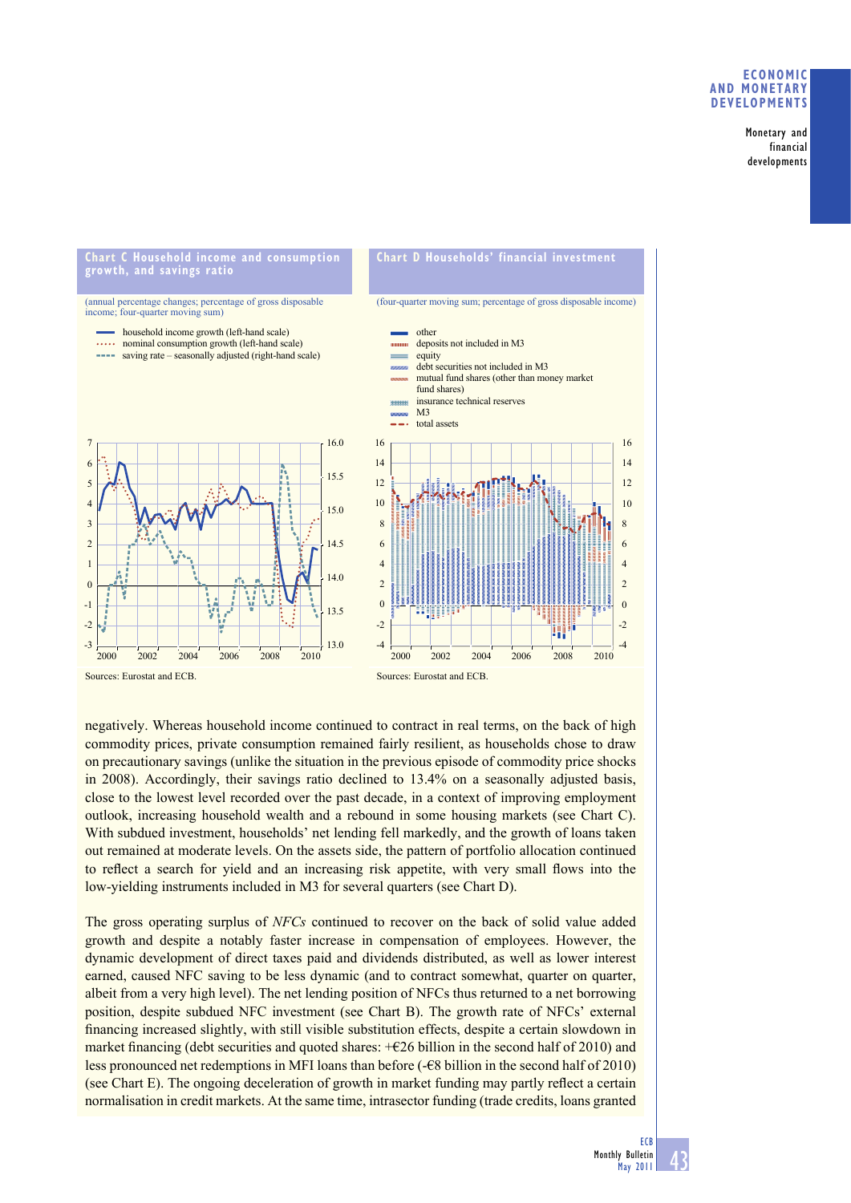**Chart C Household income and consumption growth, and savings ratio**

(annual percentage changes; percentage of gross disposable income; four-quarter moving sum)

- household income growth (left-hand scale)
- nominal consumption growth (left-hand scale)
- saving rate – seasonally adjusted (right-hand scale)

Sources: Eurostat and ECB.

**Chart D Households' financial investment**

(four-quarter moving sum; percentage of gross disposable income)

- other
- deposits not included in M3
- equity
- debt securities not included in M3
- mutual fund shares (other than money market fund shares)
- insurance technical reserves
- M3
- total assets

Sources: Eurostat and ECB.

negatively. Whereas household income continued to contract in real terms, on the back of high commodity prices, private consumption remained fairly resilient, as households chose to draw on precautionary savings (unlike the situation in the previous episode of commodity price shocks in 2008). Accordingly, their savings ratio declined to 13.4% on a seasonally adjusted basis, close to the lowest level recorded over the past decade, in a context of improving employment outlook, increasing household wealth and a rebound in some housing markets (see Chart C). With subdued investment, households' net lending fell markedly, and the growth of loans taken out remained at moderate levels. On the assets side, the pattern of portfolio allocation continued to reflect a search for yield and an increasing risk appetite, with very small flows into the low-yielding instruments included in M3 for several quarters (see Chart D).

The gross operating surplus of *NFCs* continued to recover on the back of solid value added growth and despite a notably faster increase in compensation of employees. However, the dynamic development of direct taxes paid and dividends distributed, as well as lower interest earned, caused NFC saving to be less dynamic (and to contract somewhat, quarter on quarter, albeit from a very high level). The net lending position of NFCs thus returned to a net borrowing position, despite subdued NFC investment (see Chart B). The growth rate of NFCs' external financing increased slightly, with still visible substitution effects, despite a certain slowdown in market financing (debt securities and quoted shares: +€26 billion in the second half of 2010) and less pronounced net redemptions in MFI loans than before (-€8 billion in the second half of 2010) (see Chart E). The ongoing deceleration of growth in market funding may partly reflect a certain normalisation in credit markets. At the same time, intrasector funding (trade credits, loans granted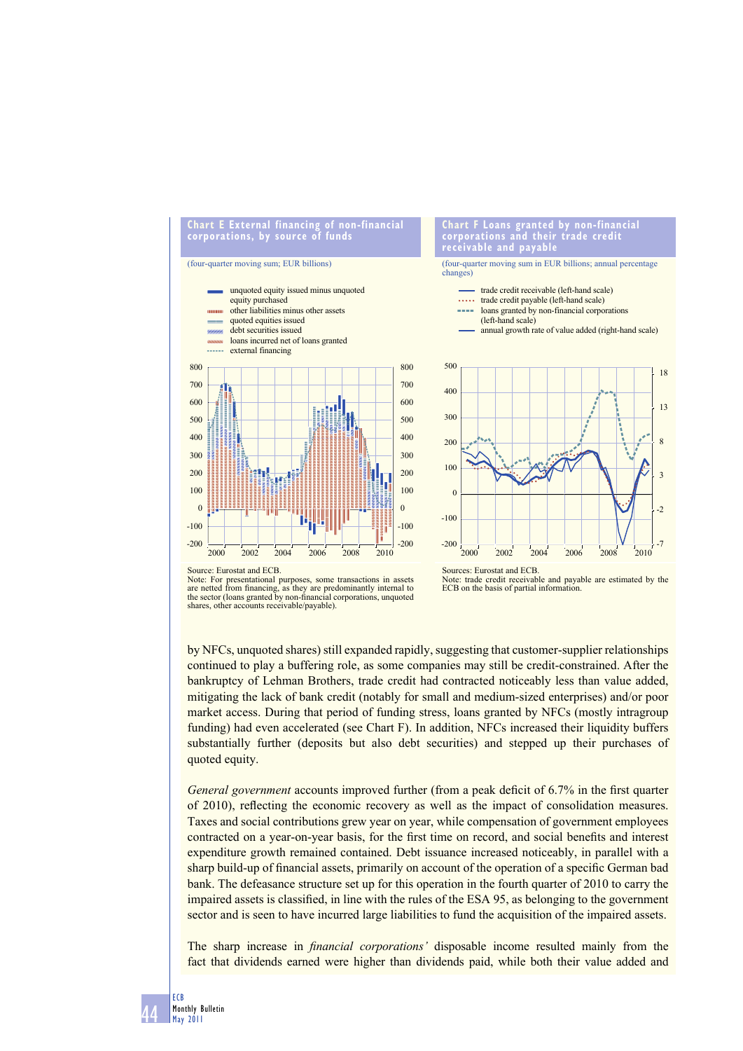**Chart E External financing of non-financial corporations, by source of funds**

(four-quarter moving sum; EUR billions)

- unquoted equity issued minus unquoted equity purchased
- other liabilities minus other assets
- quoted equities issued
- debt securities issued
- loans incurred net of loans granted
- external financing

Source: Eurostat and ECB.
Note: For presentational purposes, some transactions in assets are netted from financing, as they are predominantly internal to the sector (loans granted by non-financial corporations, unquoted shares, other accounts receivable/payable).

**Chart F Loans granted by non-financial corporations and their trade credit receivable and payable**

(four-quarter moving sum in EUR billions; annual percentage changes)

- trade credit receivable (left-hand scale)
- trade credit payable (left-hand scale)
- loans granted by non-financial corporations (left-hand scale)
- annual growth rate of value added (right-hand scale)

Sources: Eurostat and ECB.
Note: trade credit receivable and payable are estimated by the ECB on the basis of partial information.

by NFCs, unquoted shares) still expanded rapidly, suggesting that customer-supplier relationships continued to play a buffering role, as some companies may still be credit-constrained. After the bankruptcy of Lehman Brothers, trade credit had contracted noticeably less than value added, mitigating the lack of bank credit (notably for small and medium-sized enterprises) and/or poor market access. During that period of funding stress, loans granted by NFCs (mostly intragroup funding) had even accelerated (see Chart F). In addition, NFCs increased their liquidity buffers substantially further (deposits but also debt securities) and stepped up their purchases of quoted equity.

*General government* accounts improved further (from a peak deficit of 6.7% in the first quarter of 2010), reflecting the economic recovery as well as the impact of consolidation measures. Taxes and social contributions grew year on year, while compensation of government employees contracted on a year-on-year basis, for the first time on record, and social benefits and interest expenditure growth remained contained. Debt issuance increased noticeably, in parallel with a sharp build-up of financial assets, primarily on account of the operation of a specific German bad bank. The defeasance structure set up for this operation in the fourth quarter of 2010 to carry the impaired assets is classified, in line with the rules of the ESA 95, as belonging to the government sector and is seen to have incurred large liabilities to fund the acquisition of the impaired assets.

The sharp increase in *financial corporations'* disposable income resulted mainly from the fact that dividends earned were higher than dividends paid, while both their value added and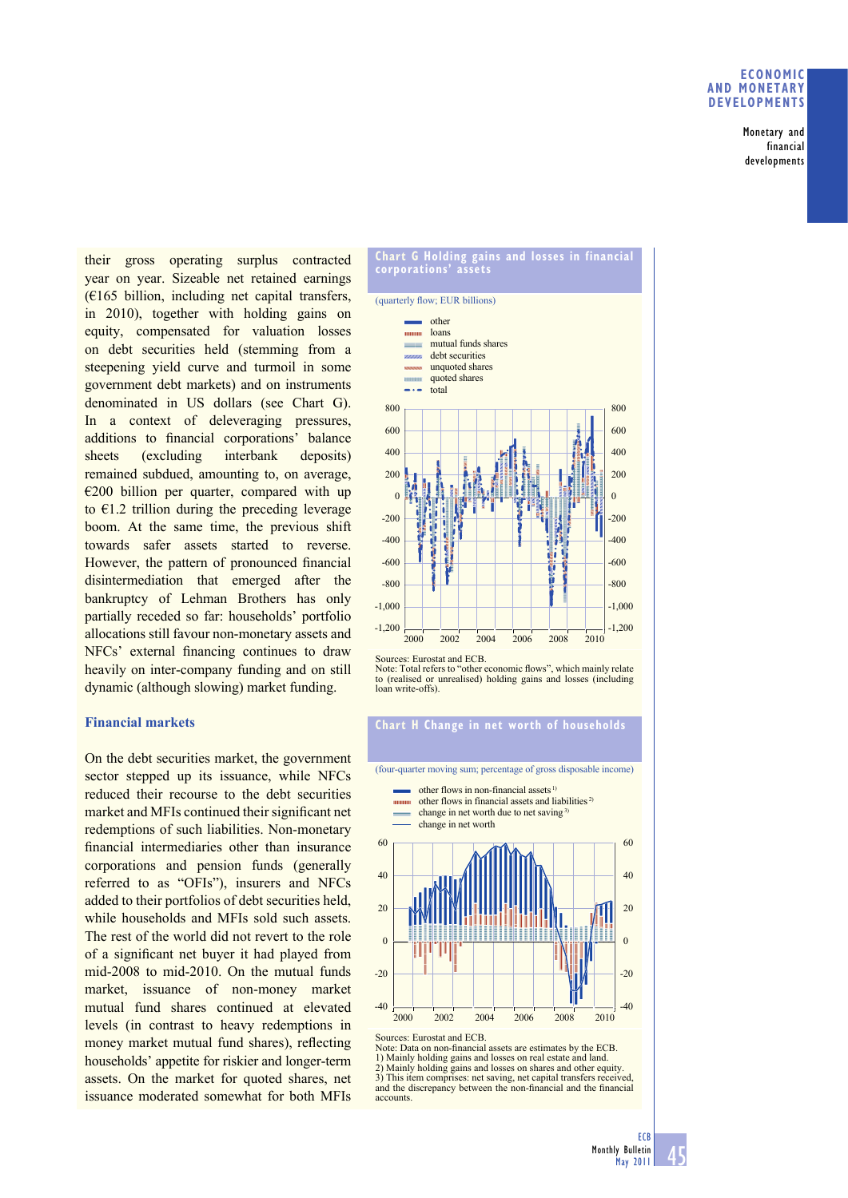their gross operating surplus contracted year on year. Sizeable net retained earnings (€165 billion, including net capital transfers, in 2010), together with holding gains on equity, compensated for valuation losses on debt securities held (stemming from a steepening yield curve and turmoil in some government debt markets) and on instruments denominated in US dollars (see Chart G). In a context of deleveraging pressures, additions to financial corporations' balance sheets (excluding interbank deposits) remained subdued, amounting to, on average, €200 billion per quarter, compared with up to €1.2 trillion during the preceding leverage boom. At the same time, the previous shift towards safer assets started to reverse. However, the pattern of pronounced financial disintermediation that emerged after the bankruptcy of Lehman Brothers has only partially receded so far: households' portfolio allocations still favour non-monetary assets and NFCs' external financing continues to draw heavily on inter-company funding and on still dynamic (although slowing) market funding.

## Financial markets

On the debt securities market, the government sector stepped up its issuance, while NFCs reduced their recourse to the debt securities market and MFIs continued their significant net redemptions of such liabilities. Non-monetary financial intermediaries other than insurance corporations and pension funds (generally referred to as "OFIs"), insurers and NFCs added to their portfolios of debt securities held, while households and MFIs sold such assets. The rest of the world did not revert to the role of a significant net buyer it had played from mid-2008 to mid-2010. On the mutual funds market, issuance of non-money market mutual fund shares continued at elevated levels (in contrast to heavy redemptions in money market mutual fund shares), reflecting households' appetite for riskier and longer-term assets. On the market for quoted shares, net issuance moderated somewhat for both MFIs

**Chart G Holding gains and losses in financial corporations' assets**

(quarterly flow; EUR billions)

- other
- loans
- mutual funds shares
- debt securities
- unquoted shares
- quoted shares
- total

Sources: Eurostat and ECB.
Note: Total refers to "other economic flows", which mainly relate to (realised or unrealised) holding gains and losses (including loan write-offs).

**Chart H Change in net worth of households**

(four-quarter moving sum; percentage of gross disposable income)

- other flows in non-financial assets [1]
- other flows in financial assets and liabilities [2]
- change in net worth due to net saving [3]
- change in net worth

Sources: Eurostat and ECB.
Note: Data on non-financial assets are estimates by the ECB.
1) Mainly holding gains and losses on real estate and land.
2) Mainly holding gains and losses on shares and other equity.
3) This item comprises: net saving, net capital transfers received, and the discrepancy between the non-financial and the financial accounts.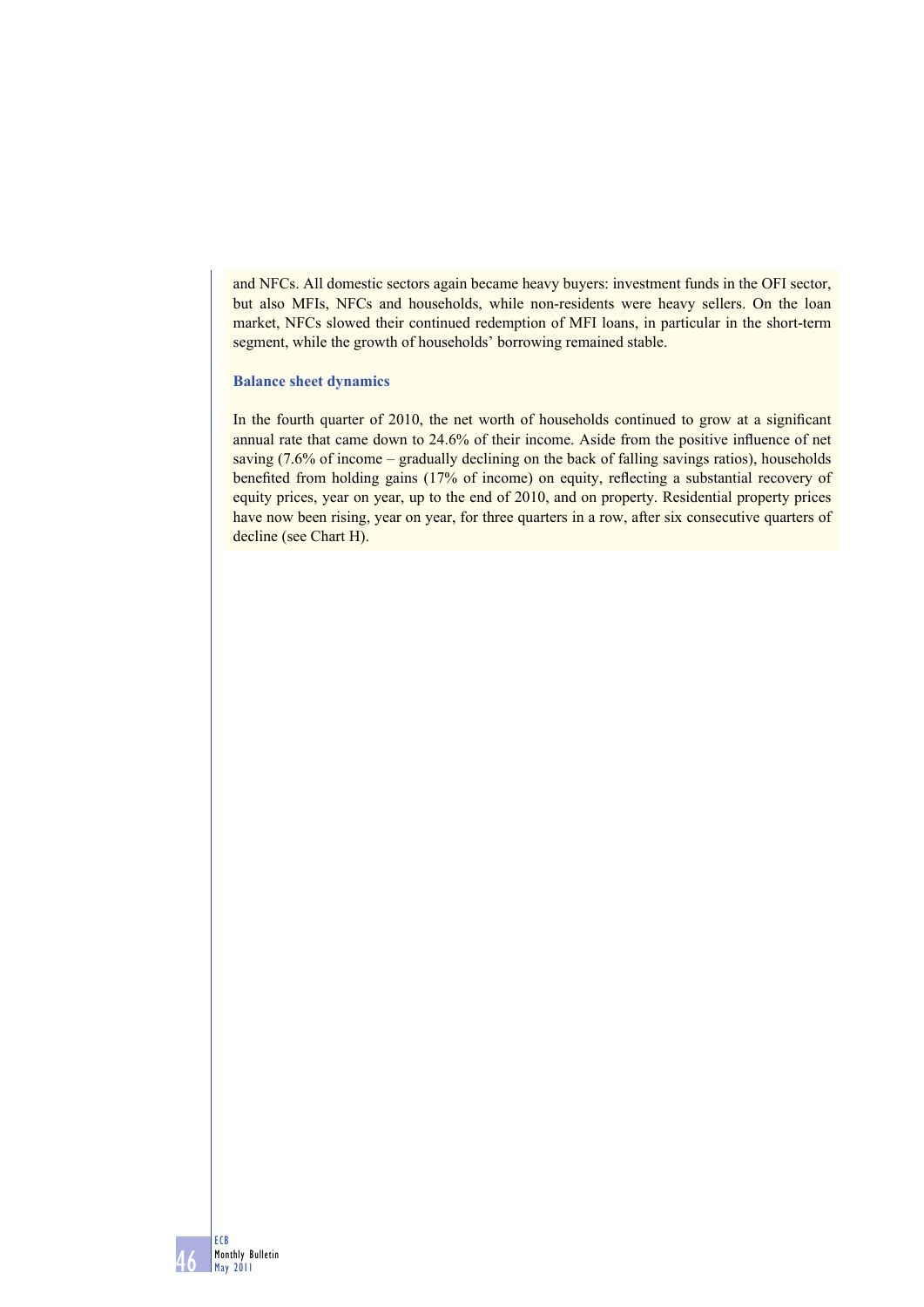and NFCs. All domestic sectors again became heavy buyers: investment funds in the OFI sector, but also MFIs, NFCs and households, while non-residents were heavy sellers. On the loan market, NFCs slowed their continued redemption of MFI loans, in particular in the short-term segment, while the growth of households' borrowing remained stable.

### Balance sheet dynamics

In the fourth quarter of 2010, the net worth of households continued to grow at a significant annual rate that came down to 24.6% of their income. Aside from the positive influence of net saving (7.6% of income – gradually declining on the back of falling savings ratios), households benefited from holding gains (17% of income) on equity, reflecting a substantial recovery of equity prices, year on year, up to the end of 2010, and on property. Residential property prices have now been rising, year on year, for three quarters in a row, after six consecutive quarters of decline (see Chart H).